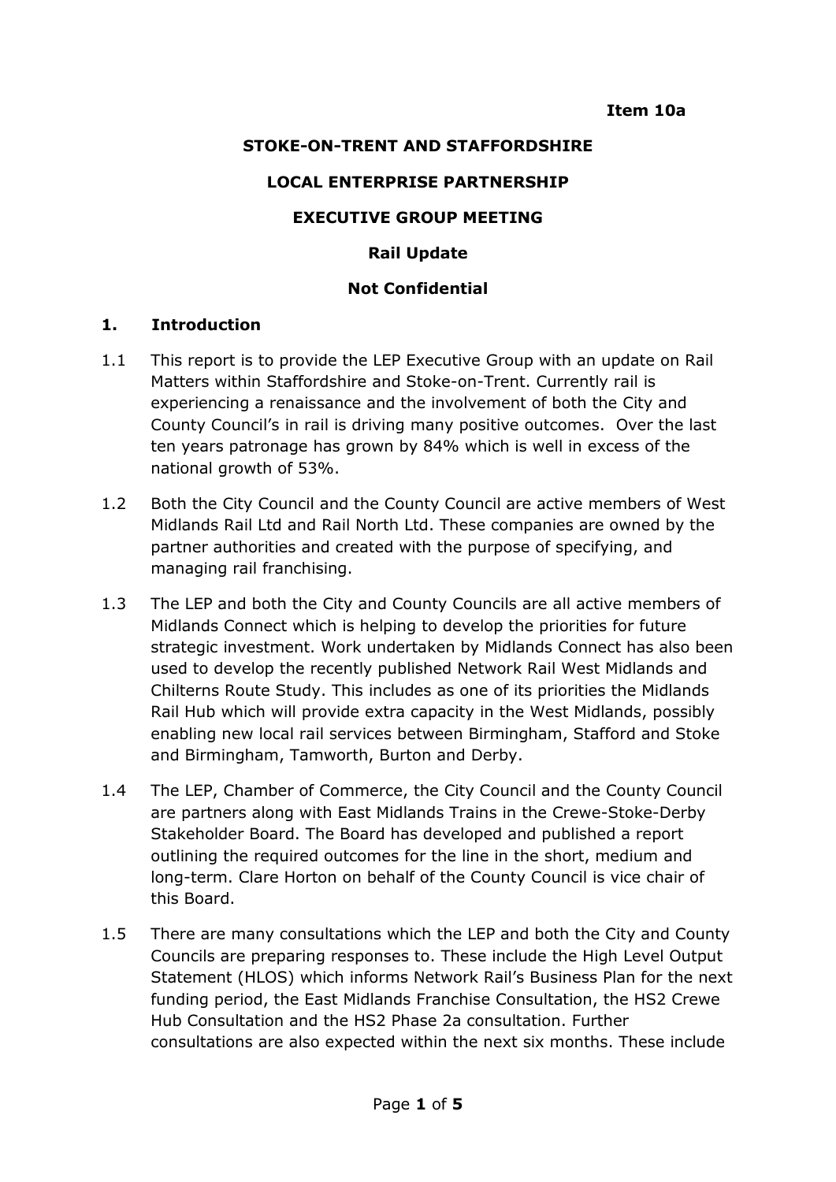**Item 10a**

**STOKE-ON-TRENT AND STAFFORDSHIRE**

**LOCAL ENTERPRISE PARTNERSHIP**

**EXECUTIVE GROUP MEETING**

**Rail Update**

**Not Confidential**

## 1. Introduction

1.1 This report is to provide the LEP Executive Group with an update on Rail Matters within Staffordshire and Stoke-on-Trent. Currently rail is experiencing a renaissance and the involvement of both the City and County Council's in rail is driving many positive outcomes. Over the last ten years patronage has grown by 84% which is well in excess of the national growth of 53%.

1.2 Both the City Council and the County Council are active members of West Midlands Rail Ltd and Rail North Ltd. These companies are owned by the partner authorities and created with the purpose of specifying, and managing rail franchising.

1.3 The LEP and both the City and County Councils are all active members of Midlands Connect which is helping to develop the priorities for future strategic investment. Work undertaken by Midlands Connect has also been used to develop the recently published Network Rail West Midlands and Chilterns Route Study. This includes as one of its priorities the Midlands Rail Hub which will provide extra capacity in the West Midlands, possibly enabling new local rail services between Birmingham, Stafford and Stoke and Birmingham, Tamworth, Burton and Derby.

1.4 The LEP, Chamber of Commerce, the City Council and the County Council are partners along with East Midlands Trains in the Crewe-Stoke-Derby Stakeholder Board. The Board has developed and published a report outlining the required outcomes for the line in the short, medium and long-term. Clare Horton on behalf of the County Council is vice chair of this Board.

1.5 There are many consultations which the LEP and both the City and County Councils are preparing responses to. These include the High Level Output Statement (HLOS) which informs Network Rail's Business Plan for the next funding period, the East Midlands Franchise Consultation, the HS2 Crewe Hub Consultation and the HS2 Phase 2a consultation. Further consultations are also expected within the next six months. These include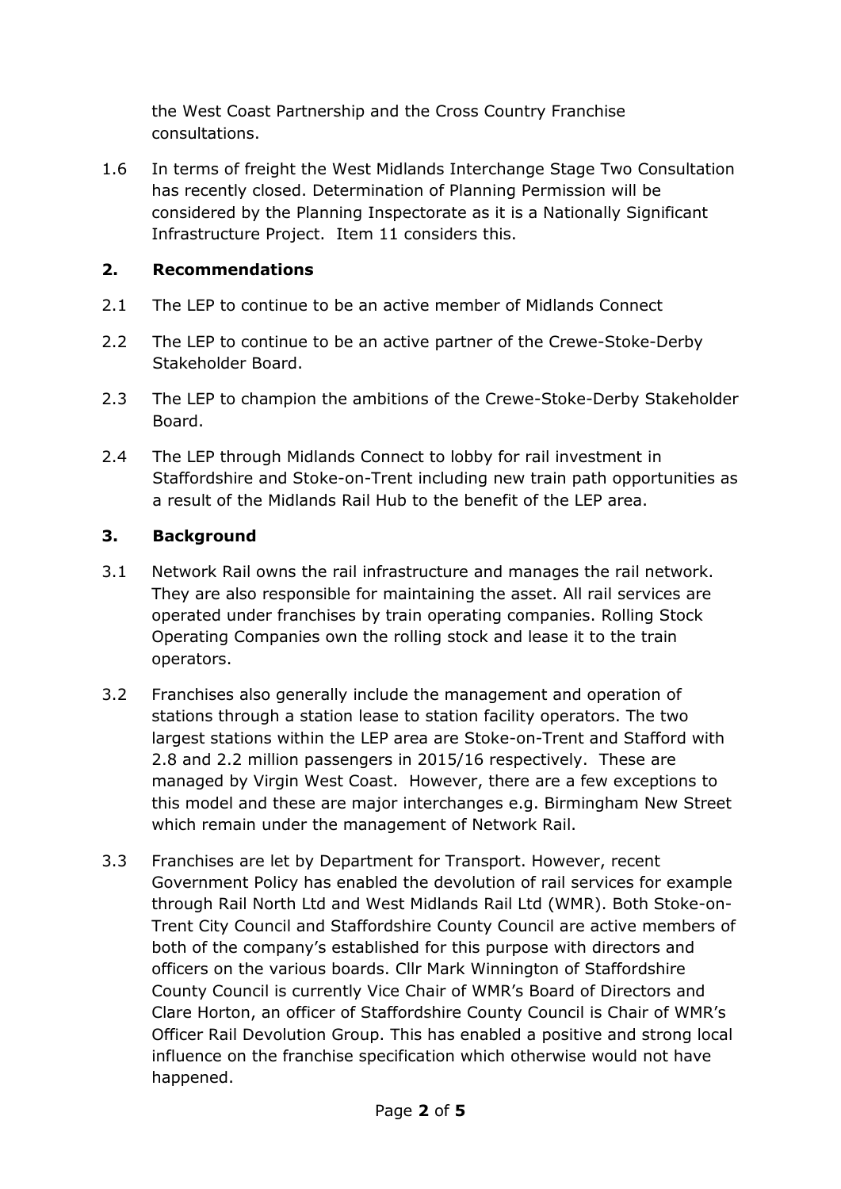the West Coast Partnership and the Cross Country Franchise consultations.

1.6 In terms of freight the West Midlands Interchange Stage Two Consultation has recently closed. Determination of Planning Permission will be considered by the Planning Inspectorate as it is a Nationally Significant Infrastructure Project. Item 11 considers this.

## 2. Recommendations

2.1 The LEP to continue to be an active member of Midlands Connect

2.2 The LEP to continue to be an active partner of the Crewe-Stoke-Derby Stakeholder Board.

2.3 The LEP to champion the ambitions of the Crewe-Stoke-Derby Stakeholder Board.

2.4 The LEP through Midlands Connect to lobby for rail investment in Staffordshire and Stoke-on-Trent including new train path opportunities as a result of the Midlands Rail Hub to the benefit of the LEP area.

## 3. Background

3.1 Network Rail owns the rail infrastructure and manages the rail network. They are also responsible for maintaining the asset. All rail services are operated under franchises by train operating companies. Rolling Stock Operating Companies own the rolling stock and lease it to the train operators.

3.2 Franchises also generally include the management and operation of stations through a station lease to station facility operators. The two largest stations within the LEP area are Stoke-on-Trent and Stafford with 2.8 and 2.2 million passengers in 2015/16 respectively. These are managed by Virgin West Coast. However, there are a few exceptions to this model and these are major interchanges e.g. Birmingham New Street which remain under the management of Network Rail.

3.3 Franchises are let by Department for Transport. However, recent Government Policy has enabled the devolution of rail services for example through Rail North Ltd and West Midlands Rail Ltd (WMR). Both Stoke-on-Trent City Council and Staffordshire County Council are active members of both of the company's established for this purpose with directors and officers on the various boards. Cllr Mark Winnington of Staffordshire County Council is currently Vice Chair of WMR's Board of Directors and Clare Horton, an officer of Staffordshire County Council is Chair of WMR's Officer Rail Devolution Group. This has enabled a positive and strong local influence on the franchise specification which otherwise would not have happened.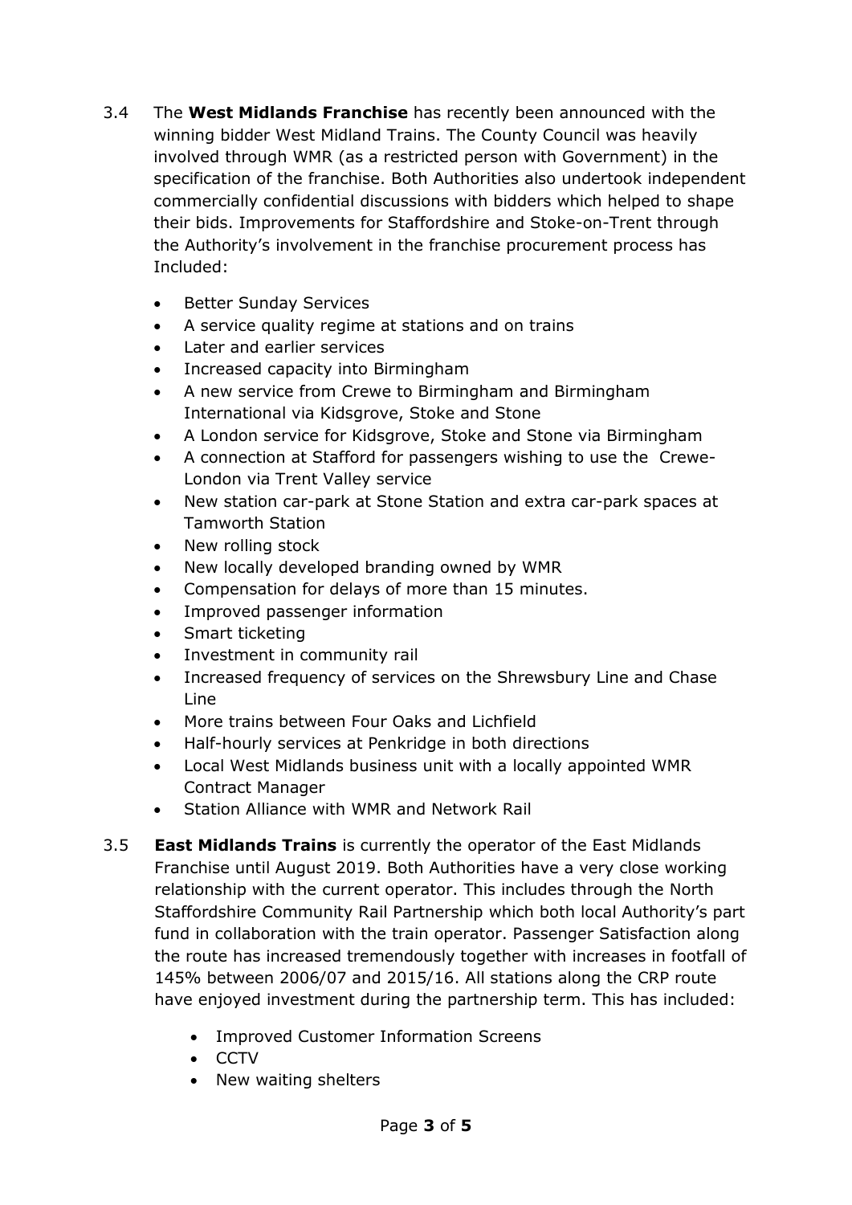3.4 The **West Midlands Franchise** has recently been announced with the winning bidder West Midland Trains. The County Council was heavily involved through WMR (as a restricted person with Government) in the specification of the franchise. Both Authorities also undertook independent commercially confidential discussions with bidders which helped to shape their bids. Improvements for Staffordshire and Stoke-on-Trent through the Authority's involvement in the franchise procurement process has Included:

- Better Sunday Services
- A service quality regime at stations and on trains
- Later and earlier services
- Increased capacity into Birmingham
- A new service from Crewe to Birmingham and Birmingham International via Kidsgrove, Stoke and Stone
- A London service for Kidsgrove, Stoke and Stone via Birmingham
- A connection at Stafford for passengers wishing to use the Crewe-London via Trent Valley service
- New station car-park at Stone Station and extra car-park spaces at Tamworth Station
- New rolling stock
- New locally developed branding owned by WMR
- Compensation for delays of more than 15 minutes.
- Improved passenger information
- Smart ticketing
- Investment in community rail
- Increased frequency of services on the Shrewsbury Line and Chase Line
- More trains between Four Oaks and Lichfield
- Half-hourly services at Penkridge in both directions
- Local West Midlands business unit with a locally appointed WMR Contract Manager
- Station Alliance with WMR and Network Rail

3.5 **East Midlands Trains** is currently the operator of the East Midlands Franchise until August 2019. Both Authorities have a very close working relationship with the current operator. This includes through the North Staffordshire Community Rail Partnership which both local Authority's part fund in collaboration with the train operator. Passenger Satisfaction along the route has increased tremendously together with increases in footfall of 145% between 2006/07 and 2015/16. All stations along the CRP route have enjoyed investment during the partnership term. This has included:

- Improved Customer Information Screens
- CCTV
- New waiting shelters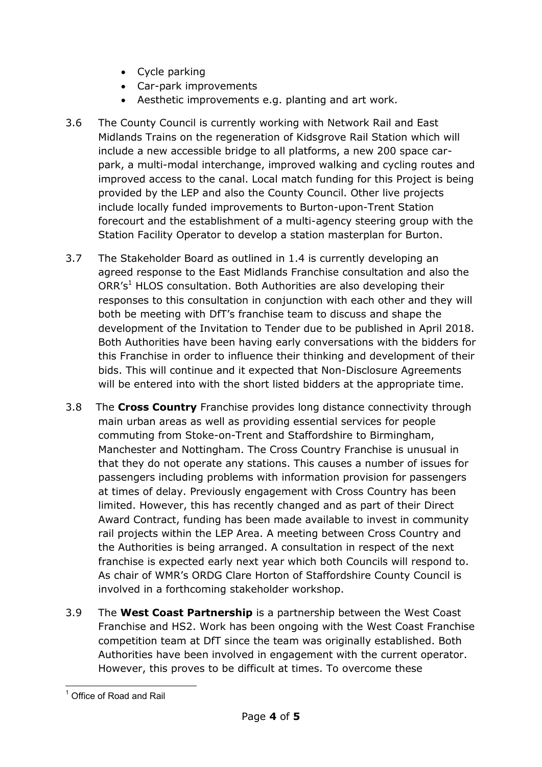- Cycle parking
- Car-park improvements
- Aesthetic improvements e.g. planting and art work.

3.6 The County Council is currently working with Network Rail and East Midlands Trains on the regeneration of Kidsgrove Rail Station which will include a new accessible bridge to all platforms, a new 200 space car-park, a multi-modal interchange, improved walking and cycling routes and improved access to the canal. Local match funding for this Project is being provided by the LEP and also the County Council. Other live projects include locally funded improvements to Burton-upon-Trent Station forecourt and the establishment of a multi-agency steering group with the Station Facility Operator to develop a station masterplan for Burton.

3.7 The Stakeholder Board as outlined in 1.4 is currently developing an agreed response to the East Midlands Franchise consultation and also the ORR's[1] HLOS consultation. Both Authorities are also developing their responses to this consultation in conjunction with each other and they will both be meeting with DfT's franchise team to discuss and shape the development of the Invitation to Tender due to be published in April 2018. Both Authorities have been having early conversations with the bidders for this Franchise in order to influence their thinking and development of their bids. This will continue and it expected that Non-Disclosure Agreements will be entered into with the short listed bidders at the appropriate time.

3.8 The **Cross Country** Franchise provides long distance connectivity through main urban areas as well as providing essential services for people commuting from Stoke-on-Trent and Staffordshire to Birmingham, Manchester and Nottingham. The Cross Country Franchise is unusual in that they do not operate any stations. This causes a number of issues for passengers including problems with information provision for passengers at times of delay. Previously engagement with Cross Country has been limited. However, this has recently changed and as part of their Direct Award Contract, funding has been made available to invest in community rail projects within the LEP Area. A meeting between Cross Country and the Authorities is being arranged. A consultation in respect of the next franchise is expected early next year which both Councils will respond to. As chair of WMR's ORDG Clare Horton of Staffordshire County Council is involved in a forthcoming stakeholder workshop.

3.9 The **West Coast Partnership** is a partnership between the West Coast Franchise and HS2. Work has been ongoing with the West Coast Franchise competition team at DfT since the team was originally established. Both Authorities have been involved in engagement with the current operator. However, this proves to be difficult at times. To overcome these

[1] Office of Road and Rail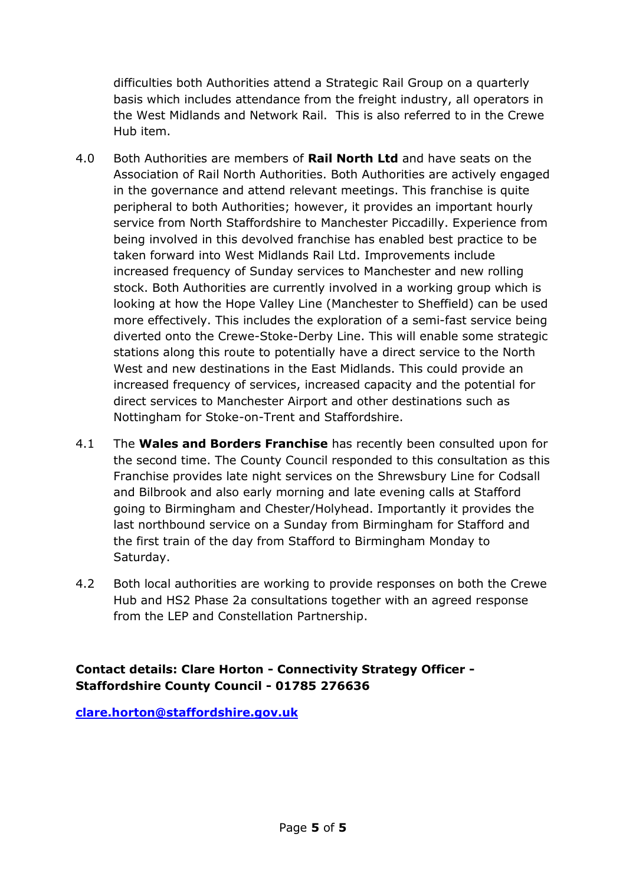difficulties both Authorities attend a Strategic Rail Group on a quarterly basis which includes attendance from the freight industry, all operators in the West Midlands and Network Rail. This is also referred to in the Crewe Hub item.

4.0 Both Authorities are members of **Rail North Ltd** and have seats on the Association of Rail North Authorities. Both Authorities are actively engaged in the governance and attend relevant meetings. This franchise is quite peripheral to both Authorities; however, it provides an important hourly service from North Staffordshire to Manchester Piccadilly. Experience from being involved in this devolved franchise has enabled best practice to be taken forward into West Midlands Rail Ltd. Improvements include increased frequency of Sunday services to Manchester and new rolling stock. Both Authorities are currently involved in a working group which is looking at how the Hope Valley Line (Manchester to Sheffield) can be used more effectively. This includes the exploration of a semi-fast service being diverted onto the Crewe-Stoke-Derby Line. This will enable some strategic stations along this route to potentially have a direct service to the North West and new destinations in the East Midlands. This could provide an increased frequency of services, increased capacity and the potential for direct services to Manchester Airport and other destinations such as Nottingham for Stoke-on-Trent and Staffordshire.

4.1 The **Wales and Borders Franchise** has recently been consulted upon for the second time. The County Council responded to this consultation as this Franchise provides late night services on the Shrewsbury Line for Codsall and Bilbrook and also early morning and late evening calls at Stafford going to Birmingham and Chester/Holyhead. Importantly it provides the last northbound service on a Sunday from Birmingham for Stafford and the first train of the day from Stafford to Birmingham Monday to Saturday.

4.2 Both local authorities are working to provide responses on both the Crewe Hub and HS2 Phase 2a consultations together with an agreed response from the LEP and Constellation Partnership.

**Contact details: Clare Horton - Connectivity Strategy Officer - Staffordshire County Council - 01785 276636**

[clare.horton@staffordshire.gov.uk](mailto:clare.horton@staffordshire.gov.uk)